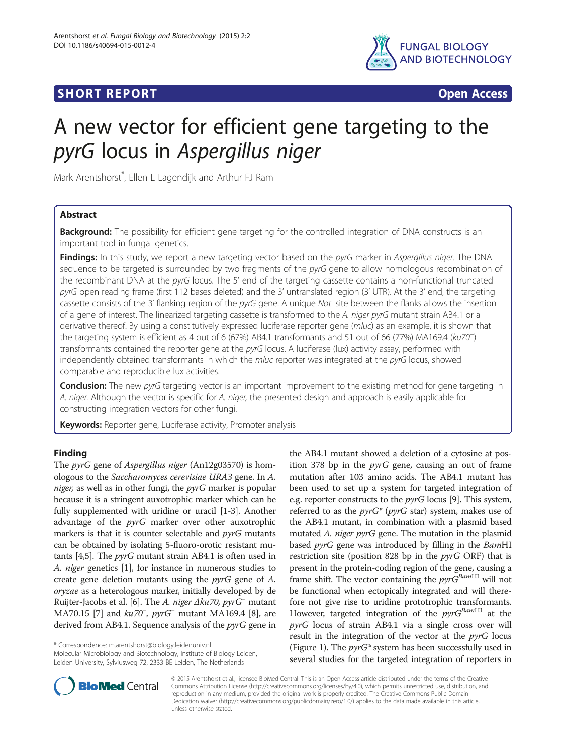SHORT REPORT

Open Access

# A new vector for efficient gene targeting to the *pyrG* locus in *Aspergillus niger*

Mark Arentshorst*, Ellen L Lagendijk and Arthur FJ Ram

## Abstract

**Background:** The possibility for efficient gene targeting for the controlled integration of DNA constructs is an important tool in fungal genetics.

**Findings:** In this study, we report a new targeting vector based on the *pyrG* marker in *Aspergillus niger*. The DNA sequence to be targeted is surrounded by two fragments of the *pyrG* gene to allow homologous recombination of the recombinant DNA at the *pyrG* locus. The 5′ end of the targeting cassette contains a non-functional truncated *pyrG* open reading frame (first 112 bases deleted) and the 3′ untranslated region (3′ UTR). At the 3′ end, the targeting cassette consists of the 3′ flanking region of the *pyrG* gene. A unique *Not*I site between the flanks allows the insertion of a gene of interest. The linearized targeting cassette is transformed to the *A. niger pyrG* mutant strain AB4.1 or a derivative thereof. By using a constitutively expressed luciferase reporter gene (*mluc*) as an example, it is shown that the targeting system is efficient as 4 out of 6 (67%) AB4.1 transformants and 51 out of 66 (77%) MA169.4 (*ku70*⁻) transformants contained the reporter gene at the *pyrG* locus. A luciferase (lux) activity assay, performed with independently obtained transformants in which the *mluc* reporter was integrated at the *pyrG* locus, showed comparable and reproducible lux activities.

**Conclusion:** The new *pyrG* targeting vector is an important improvement to the existing method for gene targeting in *A. niger*. Although the vector is specific for *A. niger*, the presented design and approach is easily applicable for constructing integration vectors for other fungi.

**Keywords:** Reporter gene, Luciferase activity, Promoter analysis

## Finding

The *pyrG* gene of *Aspergillus niger* (An12g03570) is homologous to the *Saccharomyces cerevisiae URA3* gene. In *A. niger*, as well as in other fungi, the *pyrG* marker is popular because it is a stringent auxotrophic marker which can be fully supplemented with uridine or uracil [1-3]. Another advantage of the *pyrG* marker over other auxotrophic markers is that it is counter selectable and *pyrG* mutants can be obtained by isolating 5-fluoro-orotic resistant mutants [4,5]. The *pyrG* mutant strain AB4.1 is often used in *A. niger* genetics [1], for instance in numerous studies to create gene deletion mutants using the *pyrG* gene of *A. oryzae* as a heterologous marker, initially developed by de Ruijter-Jacobs et al. [6]. The *A. niger Δku70, pyrG*⁻ mutant MA70.15 [7] and *ku70*⁻, *pyrG*⁻ mutant MA169.4 [8], are derived from AB4.1. Sequence analysis of the *pyrG* gene in the AB4.1 mutant showed a deletion of a cytosine at position 378 bp in the *pyrG* gene, causing an out of frame mutation after 103 amino acids. The AB4.1 mutant has been used to set up a system for targeted integration of e.g. reporter constructs to the *pyrG* locus [9]. This system, referred to as the *pyrG** (*pyrG* star) system, makes use of the AB4.1 mutant, in combination with a plasmid based mutated *A. niger pyrG* gene. The mutation in the plasmid based *pyrG* gene was introduced by filling in the *Bam*HI restriction site (position 828 bp in the *pyrG* ORF) that is present in the protein-coding region of the gene, causing a frame shift. The vector containing the *pyrG*$^{BamHI}$ will not be functional when ectopically integrated and will therefore not give rise to uridine prototrophic transformants. However, targeted integration of the *pyrG*$^{BamHI}$ at the *pyrG* locus of strain AB4.1 via a single cross over will result in the integration of the vector at the *pyrG* locus (Figure 1). The *pyrG** system has been successfully used in several studies for the targeted integration of reporters in

* Correspondence: m.arentshorst@biology.leidenuniv.nl
Molecular Microbiology and Biotechnology, Institute of Biology Leiden, Leiden University, Sylviusweg 72, 2333 BE Leiden, The Netherlands

© 2015 Arentshorst et al.; licensee BioMed Central. This is an Open Access article distributed under the terms of the Creative Commons Attribution License (http://creativecommons.org/licenses/by/4.0), which permits unrestricted use, distribution, and reproduction in any medium, provided the original work is properly credited. The Creative Commons Public Domain Dedication waiver (http://creativecommons.org/publicdomain/zero/1.0/) applies to the data made available in this article, unless otherwise stated.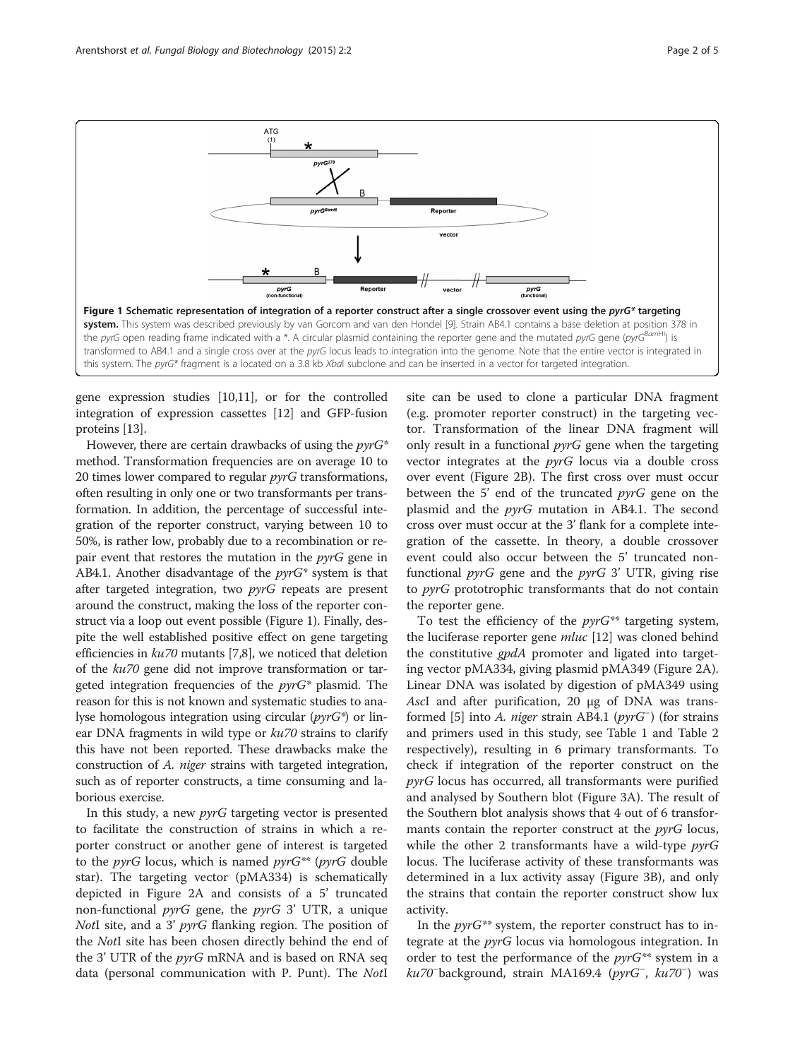**Figure 1 Schematic representation of integration of a reporter construct after a single crossover event using the *pyrG** targeting system.** This system was described previously by van Gorcom and van den Hondel [9]. Strain AB4.1 contains a base deletion at position 378 in the *pyrG* open reading frame indicated with a *. A circular plasmid containing the reporter gene and the mutated *pyrG* gene (*pyrG*$^{BamHI}$) is transformed to AB4.1 and a single cross over at the *pyrG* locus leads to integration into the genome. Note that the entire vector is integrated in this system. The *pyrG** fragment is a located on a 3.8 kb *Xba*I subclone and can be inserted in a vector for targeted integration.

gene expression studies [10,11], or for the controlled integration of expression cassettes [12] and GFP-fusion proteins [13].

However, there are certain drawbacks of using the *pyrG** method. Transformation frequencies are on average 10 to 20 times lower compared to regular *pyrG* transformations, often resulting in only one or two transformants per transformation. In addition, the percentage of successful integration of the reporter construct, varying between 10 to 50%, is rather low, probably due to a recombination or repair event that restores the mutation in the *pyrG* gene in AB4.1. Another disadvantage of the *pyrG** system is that after targeted integration, two *pyrG* repeats are present around the construct, making the loss of the reporter construct via a loop out event possible (Figure 1). Finally, despite the well established positive effect on gene targeting efficiencies in *ku70* mutants [7,8], we noticed that deletion of the *ku70* gene did not improve transformation or targeted integration frequencies of the *pyrG** plasmid. The reason for this is not known and systematic studies to analyse homologous integration using circular (*pyrG**) or linear DNA fragments in wild type or *ku70* strains to clarify this have not been reported. These drawbacks make the construction of *A. niger* strains with targeted integration, such as of reporter constructs, a time consuming and laborious exercise.

In this study, a new *pyrG* targeting vector is presented to facilitate the construction of strains in which a reporter construct or another gene of interest is targeted to the *pyrG* locus, which is named *pyrG*** (*pyrG* double star). The targeting vector (pMA334) is schematically depicted in Figure 2A and consists of a 5′ truncated non-functional *pyrG* gene, the *pyrG* 3′ UTR, a unique *Not*I site, and a 3′ *pyrG* flanking region. The position of the *Not*I site has been chosen directly behind the end of the 3′ UTR of the *pyrG* mRNA and is based on RNA seq data (personal communication with P. Punt). The *Not*I site can be used to clone a particular DNA fragment (e.g. promoter reporter construct) in the targeting vector. Transformation of the linear DNA fragment will only result in a functional *pyrG* gene when the targeting vector integrates at the *pyrG* locus via a double cross over event (Figure 2B). The first cross over must occur between the 5′ end of the truncated *pyrG* gene on the plasmid and the *pyrG* mutation in AB4.1. The second cross over must occur at the 3′ flank for a complete integration of the cassette. In theory, a double crossover event could also occur between the 5′ truncated non-functional *pyrG* gene and the *pyrG* 3′ UTR, giving rise to *pyrG* prototrophic transformants that do not contain the reporter gene.

To test the efficiency of the *pyrG*** targeting system, the luciferase reporter gene *mluc* [12] was cloned behind the constitutive *gpdA* promoter and ligated into targeting vector pMA334, giving plasmid pMA349 (Figure 2A). Linear DNA was isolated by digestion of pMA349 using *Asc*I and after purification, 20 μg of DNA was transformed [5] into *A. niger* strain AB4.1 (*pyrG*$^{-}$) (for strains and primers used in this study, see Table 1 and Table 2 respectively), resulting in 6 primary transformants. To check if integration of the reporter construct on the *pyrG* locus has occurred, all transformants were purified and analysed by Southern blot (Figure 3A). The result of the Southern blot analysis shows that 4 out of 6 transformants contain the reporter construct at the *pyrG* locus, while the other 2 transformants have a wild-type *pyrG* locus. The luciferase activity of these transformants was determined in a lux activity assay (Figure 3B), and only the strains that contain the reporter construct show lux activity.

In the *pyrG*** system, the reporter construct has to integrate at the *pyrG* locus via homologous integration. In order to test the performance of the *pyrG*** system in a *ku70*$^{-}$background, strain MA169.4 (*pyrG*$^{-}$, *ku70*$^{-}$) was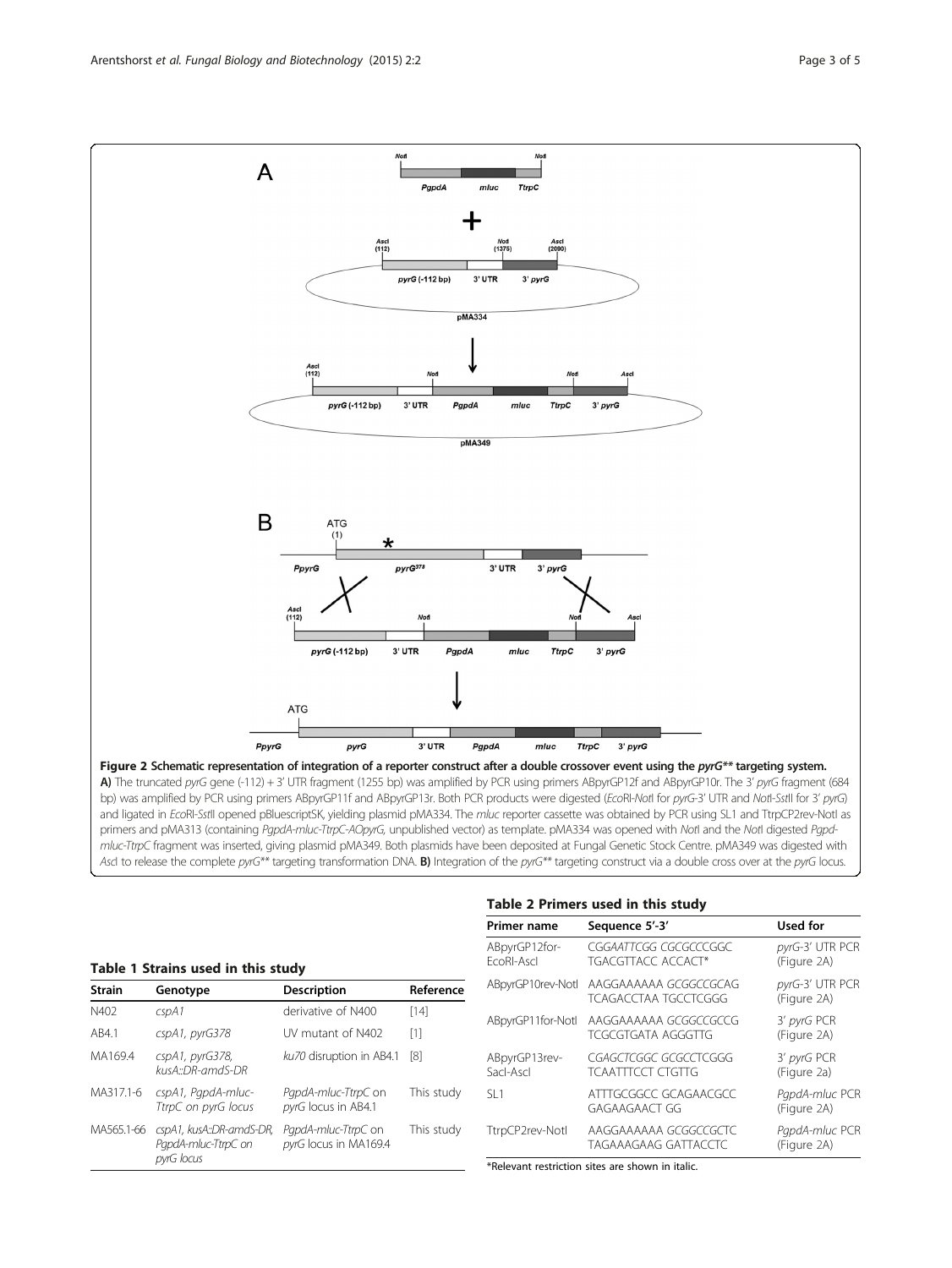**Figure 2 Schematic representation of integration of a reporter construct after a double crossover event using the *pyrG*** targeting system.** **A)** The truncated *pyrG* gene (-112) + 3′ UTR fragment (1255 bp) was amplified by PCR using primers ABpyrGP12f and ABpyrGP10r. The 3′ *pyrG* fragment (684 bp) was amplified by PCR using primers ABpyrGP11f and ABpyrGP13r. Both PCR products were digested (*Eco*RI-*Not*I for *pyrG*-3′ UTR and *Not*I-*Sst*II for 3′ *pyrG*) and ligated in *Eco*RI-*Sst*II opened pBluescriptSK, yielding plasmid pMA334. The *mluc* reporter cassette was obtained by PCR using SL1 and TtrpCP2rev-NotI as primers and pMA313 (containing *PgpdA-mluc-TtrpC-AOpyrG*, unpublished vector) as template. pMA334 was opened with *Not*I and the *Not*I digested *Pgpd-mluc-TtrpC* fragment was inserted, giving plasmid pMA349. Both plasmids have been deposited at Fungal Genetic Stock Centre. pMA349 was digested with *Asc*I to release the complete *pyrG*** targeting transformation DNA. **B)** Integration of the *pyrG*** targeting construct via a double cross over at the *pyrG* locus.

**Table 1 Strains used in this study**

| Strain | Genotype | Description | Reference |
|---|---|---|---|
| N402 | *cspA1* | derivative of N400 | [14] |
| AB4.1 | *cspA1, pyrG378* | UV mutant of N402 | [1] |
| MA169.4 | *cspA1, pyrG378, kusA::DR-amdS-DR* | *ku70* disruption in AB4.1 | [8] |
| MA317.1-6 | *cspA1, PgpdA-mluc-TtrpC on pyrG locus* | *PgpdA-mluc-TtrpC* on *pyrG* locus in AB4.1 | This study |
| MA565.1-66 | *cspA1, kusA::DR-amdS-DR, PgpdA-mluc-TtrpC on pyrG locus* | *PgpdA-mluc-TtrpC* on *pyrG* locus in MA169.4 | This study |

**Table 2 Primers used in this study**

| Primer name | Sequence 5′-3′ | Used for |
|---|---|---|
| ABpyrGP12for-EcoRI-AscI | CG*GAATTC*GG *CGCGCC*CGGC TGACGTTACC ACCACT* | *pyrG*-3′ UTR PCR (Figure 2A) |
| ABpyrGP10rev-NotI | AAGGAAAAAA *GCGGCCGC*AG TCAGACCTAA TGCCTCGGG | *pyrG*-3′ UTR PCR (Figure 2A) |
| ABpyrGP11for-NotI | AAGGAAAAAA *GCGGCCGC*CG TCGCGTGATA AGGGTTG | 3′ *pyrG* PCR (Figure 2A) |
| ABpyrGP13rev-SacI-AscI | C*GAGCTC*GGC *GCGCC*TCGGG TCAATTTCCT CTGTTG | 3′ *pyrG* PCR (Figure 2a) |
| SL1 | ATTTGCGGCC GCAGAACGCC GAGAAGAACT GG | *PgpdA-mluc* PCR (Figure 2A) |
| TtrpCP2rev-NotI | AAGGAAAAAA *GCGGCCGC*TC TAGAAAGAAG GATTACCTC | *PgpdA-mluc* PCR (Figure 2A) |

*Relevant restriction sites are shown in italic.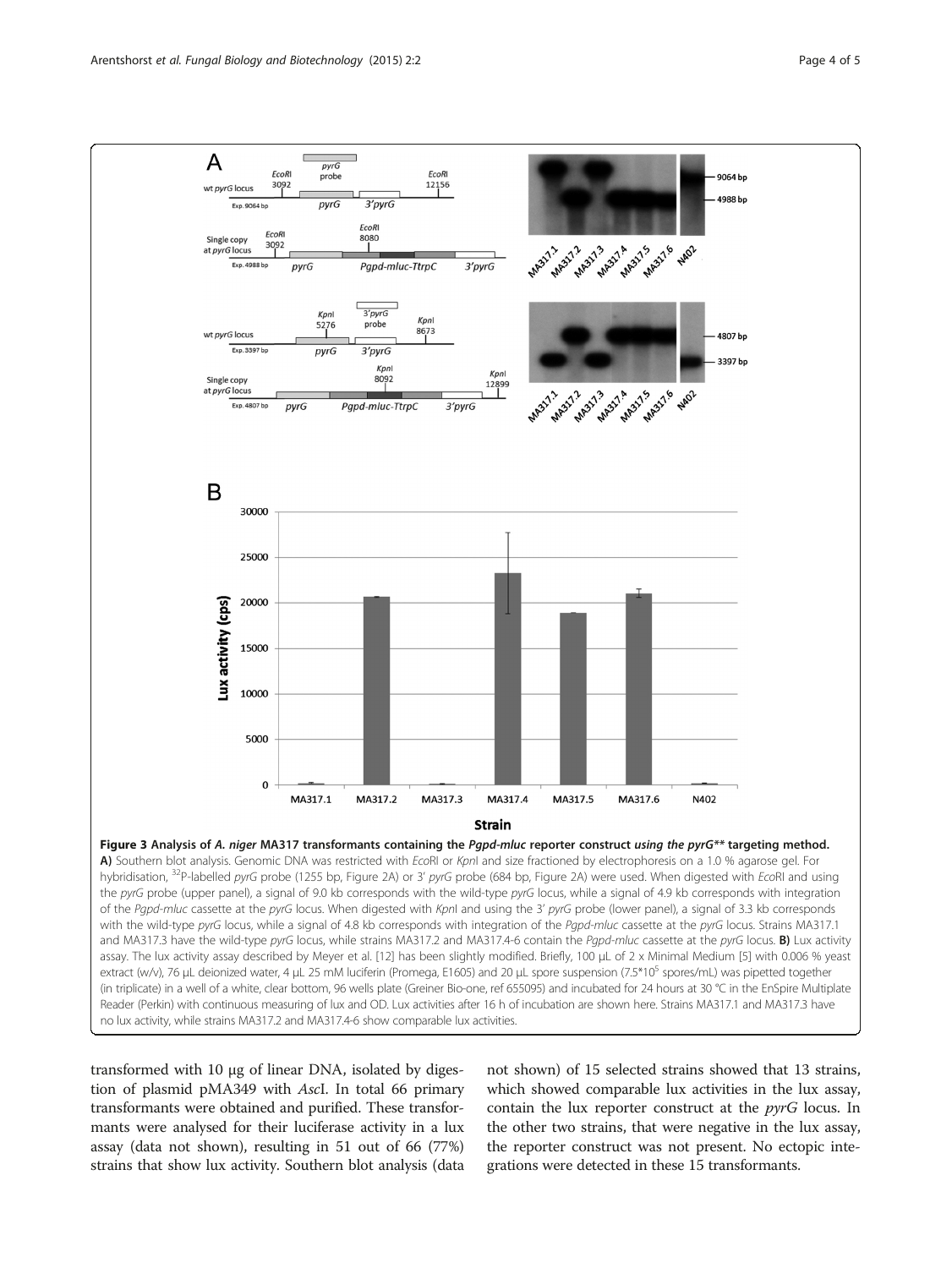**Figure 3 Analysis of *A. niger* MA317 transformants containing the *Pgpd-mluc* reporter construct *using the pyrG*** targeting method.** **A)** Southern blot analysis. Genomic DNA was restricted with *Eco*RI or *Kpn*I and size fractioned by electrophoresis on a 1.0 % agarose gel. For hybridisation, $^{32}$P-labelled *pyrG* probe (1255 bp, Figure 2A) or 3' *pyrG* probe (684 bp, Figure 2A) were used. When digested with *Eco*RI and using the *pyrG* probe (upper panel), a signal of 9.0 kb corresponds with the wild-type *pyrG* locus, while a signal of 4.9 kb corresponds with integration of the *Pgpd-mluc* cassette at the *pyrG* locus. When digested with *Kpn*I and using the 3' *pyrG* probe (lower panel), a signal of 3.3 kb corresponds with the wild-type *pyrG* locus, while a signal of 4.8 kb corresponds with integration of the *Pgpd-mluc* cassette at the *pyrG* locus. Strains MA317.1 and MA317.3 have the wild-type *pyrG* locus, while strains MA317.2 and MA317.4-6 contain the *Pgpd-mluc* cassette at the *pyrG* locus. **B)** Lux activity assay. The lux activity assay described by Meyer et al. [12] has been slightly modified. Briefly, 100 μL of 2 x Minimal Medium [5] with 0.006 % yeast extract (w/v), 76 μL deionized water, 4 μL 25 mM luciferin (Promega, E1605) and 20 μL spore suspension (7.5*10$^5$ spores/mL) was pipetted together (in triplicate) in a well of a white, clear bottom, 96 wells plate (Greiner Bio-one, ref 655095) and incubated for 24 hours at 30 °C in the EnSpire Multiplate Reader (Perkin) with continuous measuring of lux and OD. Lux activities after 16 h of incubation are shown here. Strains MA317.1 and MA317.3 have no lux activity, while strains MA317.2 and MA317.4-6 show comparable lux activities.

transformed with 10 μg of linear DNA, isolated by digestion of plasmid pMA349 with *Asc*I. In total 66 primary transformants were obtained and purified. These transformants were analysed for their luciferase activity in a lux assay (data not shown), resulting in 51 out of 66 (77%) strains that show lux activity. Southern blot analysis (data not shown) of 15 selected strains showed that 13 strains, which showed comparable lux activities in the lux assay, contain the lux reporter construct at the *pyrG* locus. In the other two strains, that were negative in the lux assay, the reporter construct was not present. No ectopic integrations were detected in these 15 transformants.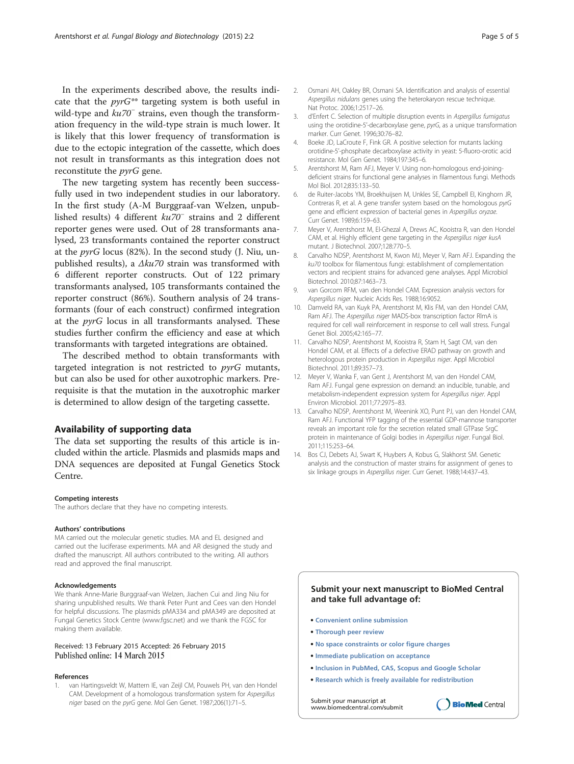In the experiments described above, the results indicate that the *pyrG*** targeting system is both useful in wild-type and *ku70*$^{-}$ strains, even though the transformation frequency in the wild-type strain is much lower. It is likely that this lower frequency of transformation is due to the ectopic integration of the cassette, which does not result in transformants as this integration does not reconstitute the *pyrG* gene.

The new targeting system has recently been successfully used in two independent studies in our laboratory. In the first study (A-M Burggraaf-van Welzen, unpublished results) 4 different *ku70*$^{-}$ strains and 2 different reporter genes were used. Out of 28 transformants analysed, 23 transformants contained the reporter construct at the *pyrG* locus (82%). In the second study (J. Niu, unpublished results), a *Δku70* strain was transformed with 6 different reporter constructs. Out of 122 primary transformants analysed, 105 transformants contained the reporter construct (86%). Southern analysis of 24 transformants (four of each construct) confirmed integration at the *pyrG* locus in all transformants analysed. These studies further confirm the efficiency and ease at which transformants with targeted integrations are obtained.

The described method to obtain transformants with targeted integration is not restricted to *pyrG* mutants, but can also be used for other auxotrophic markers. Prerequisite is that the mutation in the auxotrophic marker is determined to allow design of the targeting cassette.

## Availability of supporting data

The data set supporting the results of this article is included within the article. Plasmids and plasmids maps and DNA sequences are deposited at Fungal Genetics Stock Centre.

#### Competing interests

The authors declare that they have no competing interests.

#### Authors' contributions

MA carried out the molecular genetic studies. MA and EL designed and carried out the luciferase experiments. MA and AR designed the study and drafted the manuscript. All authors contributed to the writing. All authors read and approved the final manuscript.

#### Acknowledgements

We thank Anne-Marie Burggraaf-van Welzen, Jiachen Cui and Jing Niu for sharing unpublished results. We thank Peter Punt and Cees van den Hondel for helpful discussions. The plasmids pMA334 and pMA349 are deposited at Fungal Genetics Stock Centre (www.fgsc.net) and we thank the FGSC for making them available.

Received: 13 February 2015 Accepted: 26 February 2015
Published online: 14 March 2015

#### References

1. van Hartingsveldt W, Mattern IE, van Zeijl CM, Pouwels PH, van den Hondel CAM. Development of a homologous transformation system for *Aspergillus niger* based on the *pyrG* gene. Mol Gen Genet. 1987;206(1):71–5.
2. Osmani AH, Oakley BR, Osmani SA. Identification and analysis of essential *Aspergillus nidulans* genes using the heterokaryon rescue technique. Nat Protoc. 2006;1:2517–26.
3. d'Enfert C. Selection of multiple disruption events in *Aspergillus fumigatus* using the orotidine-5'-decarboxylase gene, *pyrG*, as a unique transformation marker. Curr Genet. 1996;30:76–82.
4. Boeke JD, LaCroute F, Fink GR. A positive selection for mutants lacking orotidine-5'-phosphate decarboxylase activity in yeast: 5-fluoro-orotic acid resistance. Mol Gen Genet. 1984;197:345–6.
5. Arentshorst M, Ram AFJ, Meyer V. Using non-homologous end-joining-deficient strains for functional gene analyses in filamentous fungi. Methods Mol Biol. 2012;835:133–50.
6. de Ruiter-Jacobs YM, Broekhuijsen M, Unkles SE, Campbell EI, Kinghorn JR, Contreras R, et al. A gene transfer system based on the homologous *pyrG* gene and efficient expression of bacterial genes in *Aspergillus oryzae*. Curr Genet. 1989;6:159–63.
7. Meyer V, Arentshorst M, El-Ghezal A, Drews AC, Kooistra R, van den Hondel CAM, et al. Highly efficient gene targeting in the *Aspergillus niger kusA* mutant. J Biotechnol. 2007;128:770–5.
8. Carvalho NDSP, Arentshorst M, Kwon MJ, Meyer V, Ram AFJ. Expanding the *ku70* toolbox for filamentous fungi: establishment of complementation vectors and recipient strains for advanced gene analyses. Appl Microbiol Biotechnol. 2010;87:1463–73.
9. van Gorcom RFM, van den Hondel CAM. Expression analysis vectors for *Aspergillus niger*. Nucleic Acids Res. 1988;16:9052.
10. Damveld RA, van Kuyk PA, Arentshorst M, Klis FM, van den Hondel CAM, Ram AFJ. The *Aspergillus niger* MADS-box transcription factor RlmA is required for cell wall reinforcement in response to cell wall stress. Fungal Genet Biol. 2005;42:165–77.
11. Carvalho NDSP, Arentshorst M, Kooistra R, Stam H, Sagt CM, van den Hondel CAM, et al. Effects of a defective ERAD pathway on growth and heterologous protein production in *Aspergillus niger*. Appl Microbiol Biotechnol. 2011;89:357–73.
12. Meyer V, Wanka F, van Gent J, Arentshorst M, van den Hondel CAM, Ram AFJ. Fungal gene expression on demand: an inducible, tunable, and metabolism-independent expression system for *Aspergillus niger*. Appl Environ Microbiol. 2011;77:2975–83.
13. Carvalho NDSP, Arentshorst M, Weenink XO, Punt PJ, van den Hondel CAM, Ram AFJ. Functional YFP tagging of the essential GDP-mannose transporter reveals an important role for the secretion related small GTPase SrgC protein in maintenance of Golgi bodies in *Aspergillus niger*. Fungal Biol. 2011;115:253–64.
14. Bos CJ, Debets AJ, Swart K, Huybers A, Kobus G, Slakhorst SM. Genetic analysis and the construction of master strains for assignment of genes to six linkage groups in *Aspergillus niger*. Curr Genet. 1988;14:437–43.

**Submit your next manuscript to BioMed Central and take full advantage of:**

- Convenient online submission
- Thorough peer review
- No space constraints or color figure charges
- Immediate publication on acceptance
- Inclusion in PubMed, CAS, Scopus and Google Scholar
- Research which is freely available for redistribution

Submit your manuscript at
www.biomedcentral.com/submit

BioMed Central